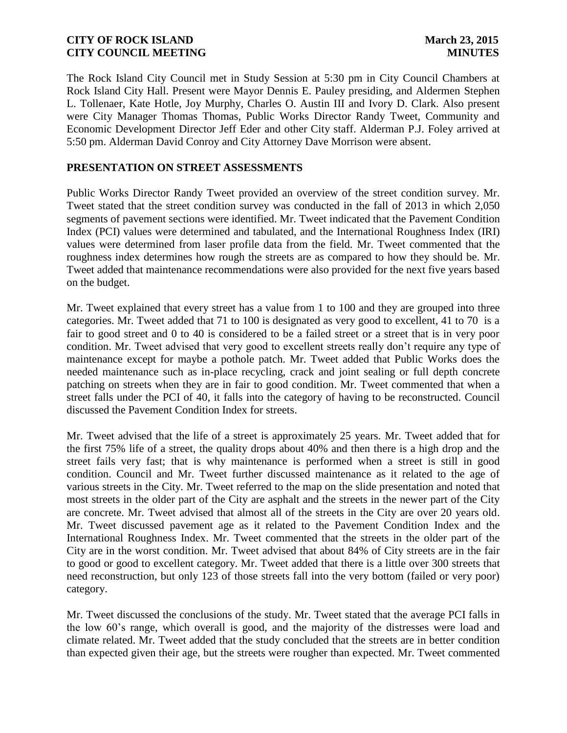The Rock Island City Council met in Study Session at 5:30 pm in City Council Chambers at Rock Island City Hall. Present were Mayor Dennis E. Pauley presiding, and Aldermen Stephen L. Tollenaer, Kate Hotle, Joy Murphy, Charles O. Austin III and Ivory D. Clark. Also present were City Manager Thomas Thomas, Public Works Director Randy Tweet, Community and Economic Development Director Jeff Eder and other City staff. Alderman P.J. Foley arrived at 5:50 pm. Alderman David Conroy and City Attorney Dave Morrison were absent.

## PRESENTATION ON STREET ASSESSMENTS

Public Works Director Randy Tweet provided an overview of the street condition survey. Mr. Tweet stated that the street condition survey was conducted in the fall of 2013 in which 2,050 segments of pavement sections were identified. Mr. Tweet indicated that the Pavement Condition Index (PCI) values were determined and tabulated, and the International Roughness Index (IRI) values were determined from laser profile data from the field. Mr. Tweet commented that the roughness index determines how rough the streets are as compared to how they should be. Mr. Tweet added that maintenance recommendations were also provided for the next five years based on the budget.

Mr. Tweet explained that every street has a value from 1 to 100 and they are grouped into three categories. Mr. Tweet added that 71 to 100 is designated as very good to excellent, 41 to 70 is a fair to good street and 0 to 40 is considered to be a failed street or a street that is in very poor condition. Mr. Tweet advised that very good to excellent streets really don't require any type of maintenance except for maybe a pothole patch. Mr. Tweet added that Public Works does the needed maintenance such as in-place recycling, crack and joint sealing or full depth concrete patching on streets when they are in fair to good condition. Mr. Tweet commented that when a street falls under the PCI of 40, it falls into the category of having to be reconstructed. Council discussed the Pavement Condition Index for streets.

Mr. Tweet advised that the life of a street is approximately 25 years. Mr. Tweet added that for the first 75% life of a street, the quality drops about 40% and then there is a high drop and the street fails very fast; that is why maintenance is performed when a street is still in good condition. Council and Mr. Tweet further discussed maintenance as it related to the age of various streets in the City. Mr. Tweet referred to the map on the slide presentation and noted that most streets in the older part of the City are asphalt and the streets in the newer part of the City are concrete. Mr. Tweet advised that almost all of the streets in the City are over 20 years old. Mr. Tweet discussed pavement age as it related to the Pavement Condition Index and the International Roughness Index. Mr. Tweet commented that the streets in the older part of the City are in the worst condition. Mr. Tweet advised that about 84% of City streets are in the fair to good or good to excellent category. Mr. Tweet added that there is a little over 300 streets that need reconstruction, but only 123 of those streets fall into the very bottom (failed or very poor) category.

Mr. Tweet discussed the conclusions of the study. Mr. Tweet stated that the average PCI falls in the low 60's range, which overall is good, and the majority of the distresses were load and climate related. Mr. Tweet added that the study concluded that the streets are in better condition than expected given their age, but the streets were rougher than expected. Mr. Tweet commented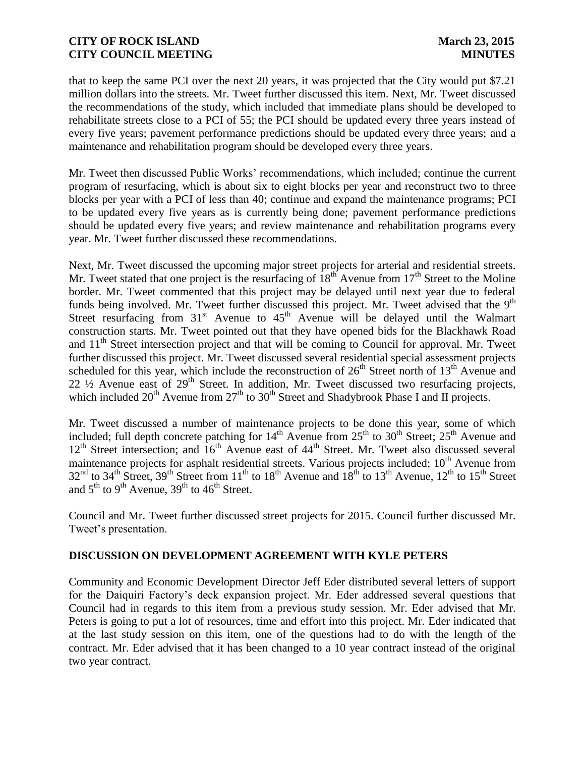that to keep the same PCI over the next 20 years, it was projected that the City would put $7.21 million dollars into the streets. Mr. Tweet further discussed this item. Next, Mr. Tweet discussed the recommendations of the study, which included that immediate plans should be developed to rehabilitate streets close to a PCI of 55; the PCI should be updated every three years instead of every five years; pavement performance predictions should be updated every three years; and a maintenance and rehabilitation program should be developed every three years.

Mr. Tweet then discussed Public Works' recommendations, which included; continue the current program of resurfacing, which is about six to eight blocks per year and reconstruct two to three blocks per year with a PCI of less than 40; continue and expand the maintenance programs; PCI to be updated every five years as is currently being done; pavement performance predictions should be updated every five years; and review maintenance and rehabilitation programs every year. Mr. Tweet further discussed these recommendations.

Next, Mr. Tweet discussed the upcoming major street projects for arterial and residential streets. Mr. Tweet stated that one project is the resurfacing of 18th Avenue from 17th Street to the Moline border. Mr. Tweet commented that this project may be delayed until next year due to federal funds being involved. Mr. Tweet further discussed this project. Mr. Tweet advised that the 9th Street resurfacing from 31st Avenue to 45th Avenue will be delayed until the Walmart construction starts. Mr. Tweet pointed out that they have opened bids for the Blackhawk Road and 11th Street intersection project and that will be coming to Council for approval. Mr. Tweet further discussed this project. Mr. Tweet discussed several residential special assessment projects scheduled for this year, which include the reconstruction of 26th Street north of 13th Avenue and 22 ½ Avenue east of 29th Street. In addition, Mr. Tweet discussed two resurfacing projects, which included 20th Avenue from 27th to 30th Street and Shadybrook Phase I and II projects.

Mr. Tweet discussed a number of maintenance projects to be done this year, some of which included; full depth concrete patching for 14th Avenue from 25th to 30th Street; 25th Avenue and 12th Street intersection; and 16th Avenue east of 44th Street. Mr. Tweet also discussed several maintenance projects for asphalt residential streets. Various projects included; 10th Avenue from 32nd to 34th Street, 39th Street from 11th to 18th Avenue and 18th to 13th Avenue, 12th to 15th Street and 5th to 9th Avenue, 39th to 46th Street.

Council and Mr. Tweet further discussed street projects for 2015. Council further discussed Mr. Tweet's presentation.

## DISCUSSION ON DEVELOPMENT AGREEMENT WITH KYLE PETERS

Community and Economic Development Director Jeff Eder distributed several letters of support for the Daiquiri Factory's deck expansion project. Mr. Eder addressed several questions that Council had in regards to this item from a previous study session. Mr. Eder advised that Mr. Peters is going to put a lot of resources, time and effort into this project. Mr. Eder indicated that at the last study session on this item, one of the questions had to do with the length of the contract. Mr. Eder advised that it has been changed to a 10 year contract instead of the original two year contract.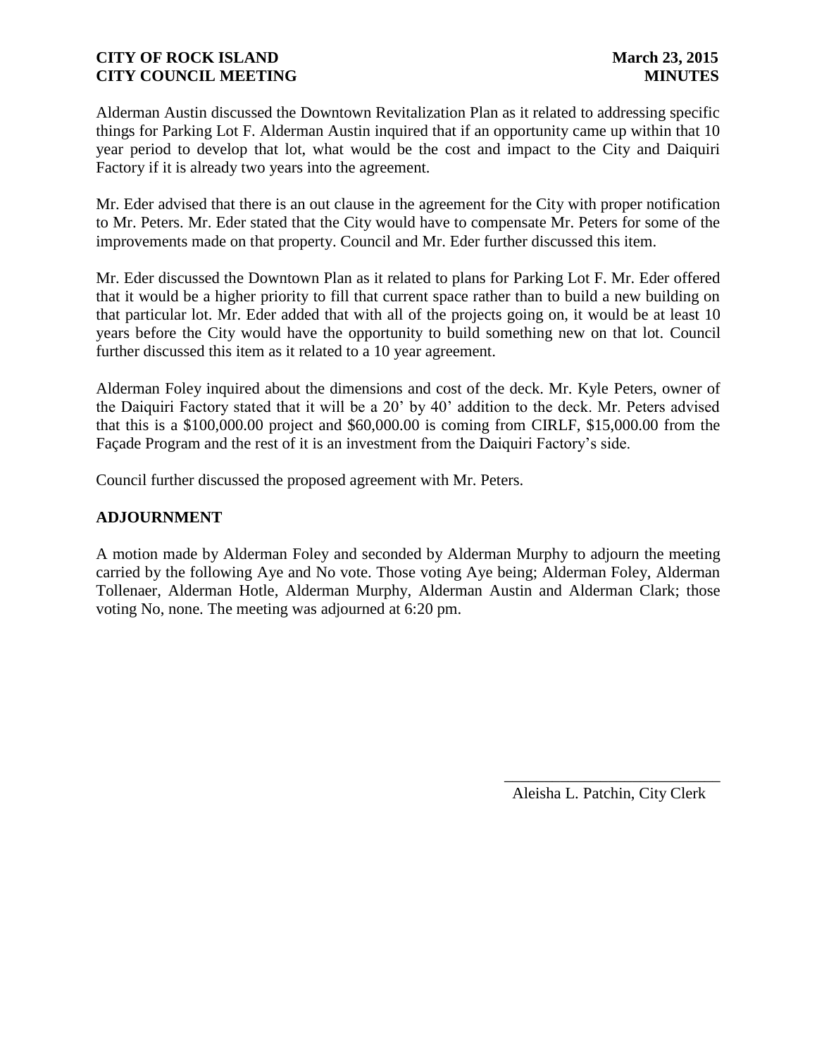Alderman Austin discussed the Downtown Revitalization Plan as it related to addressing specific things for Parking Lot F. Alderman Austin inquired that if an opportunity came up within that 10 year period to develop that lot, what would be the cost and impact to the City and Daiquiri Factory if it is already two years into the agreement.

Mr. Eder advised that there is an out clause in the agreement for the City with proper notification to Mr. Peters. Mr. Eder stated that the City would have to compensate Mr. Peters for some of the improvements made on that property. Council and Mr. Eder further discussed this item.

Mr. Eder discussed the Downtown Plan as it related to plans for Parking Lot F. Mr. Eder offered that it would be a higher priority to fill that current space rather than to build a new building on that particular lot. Mr. Eder added that with all of the projects going on, it would be at least 10 years before the City would have the opportunity to build something new on that lot. Council further discussed this item as it related to a 10 year agreement.

Alderman Foley inquired about the dimensions and cost of the deck. Mr. Kyle Peters, owner of the Daiquiri Factory stated that it will be a 20' by 40' addition to the deck. Mr. Peters advised that this is a $100,000.00 project and $60,000.00 is coming from CIRLF, $15,000.00 from the Façade Program and the rest of it is an investment from the Daiquiri Factory's side.

Council further discussed the proposed agreement with Mr. Peters.

## ADJOURNMENT

A motion made by Alderman Foley and seconded by Alderman Murphy to adjourn the meeting carried by the following Aye and No vote. Those voting Aye being; Alderman Foley, Alderman Tollenaer, Alderman Hotle, Alderman Murphy, Alderman Austin and Alderman Clark; those voting No, none. The meeting was adjourned at 6:20 pm.

\_\_\_\_\_\_\_\_\_\_\_\_\_\_\_\_\_\_\_\_\_\_\_\_\_\_\_\_

Aleisha L. Patchin, City Clerk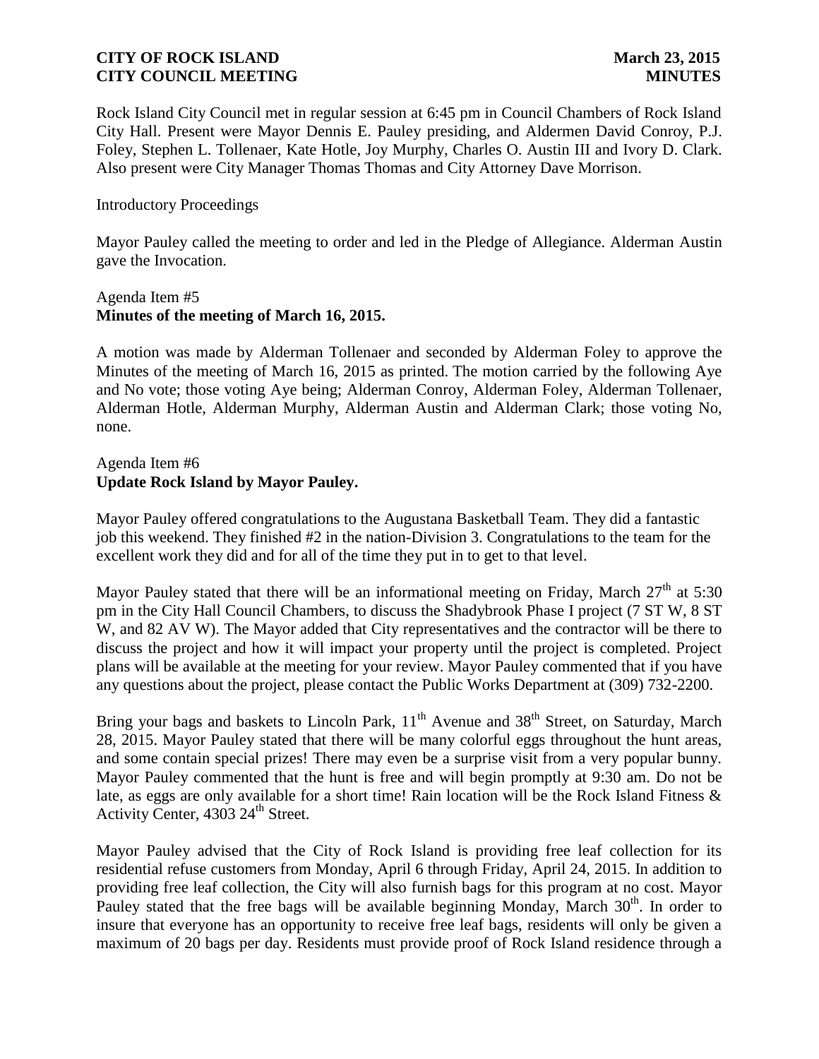Rock Island City Council met in regular session at 6:45 pm in Council Chambers of Rock Island City Hall. Present were Mayor Dennis E. Pauley presiding, and Aldermen David Conroy, P.J. Foley, Stephen L. Tollenaer, Kate Hotle, Joy Murphy, Charles O. Austin III and Ivory D. Clark. Also present were City Manager Thomas Thomas and City Attorney Dave Morrison.

Introductory Proceedings

Mayor Pauley called the meeting to order and led in the Pledge of Allegiance. Alderman Austin gave the Invocation.

Agenda Item #5
**Minutes of the meeting of March 16, 2015.**

A motion was made by Alderman Tollenaer and seconded by Alderman Foley to approve the Minutes of the meeting of March 16, 2015 as printed. The motion carried by the following Aye and No vote; those voting Aye being; Alderman Conroy, Alderman Foley, Alderman Tollenaer, Alderman Hotle, Alderman Murphy, Alderman Austin and Alderman Clark; those voting No, none.

Agenda Item #6
**Update Rock Island by Mayor Pauley.**

Mayor Pauley offered congratulations to the Augustana Basketball Team. They did a fantastic job this weekend. They finished #2 in the nation-Division 3. Congratulations to the team for the excellent work they did and for all of the time they put in to get to that level.

Mayor Pauley stated that there will be an informational meeting on Friday, March 27th at 5:30 pm in the City Hall Council Chambers, to discuss the Shadybrook Phase I project (7 ST W, 8 ST W, and 82 AV W). The Mayor added that City representatives and the contractor will be there to discuss the project and how it will impact your property until the project is completed. Project plans will be available at the meeting for your review. Mayor Pauley commented that if you have any questions about the project, please contact the Public Works Department at (309) 732-2200.

Bring your bags and baskets to Lincoln Park, 11th Avenue and 38th Street, on Saturday, March 28, 2015. Mayor Pauley stated that there will be many colorful eggs throughout the hunt areas, and some contain special prizes! There may even be a surprise visit from a very popular bunny. Mayor Pauley commented that the hunt is free and will begin promptly at 9:30 am. Do not be late, as eggs are only available for a short time! Rain location will be the Rock Island Fitness & Activity Center, 4303 24th Street.

Mayor Pauley advised that the City of Rock Island is providing free leaf collection for its residential refuse customers from Monday, April 6 through Friday, April 24, 2015. In addition to providing free leaf collection, the City will also furnish bags for this program at no cost. Mayor Pauley stated that the free bags will be available beginning Monday, March 30th. In order to insure that everyone has an opportunity to receive free leaf bags, residents will only be given a maximum of 20 bags per day. Residents must provide proof of Rock Island residence through a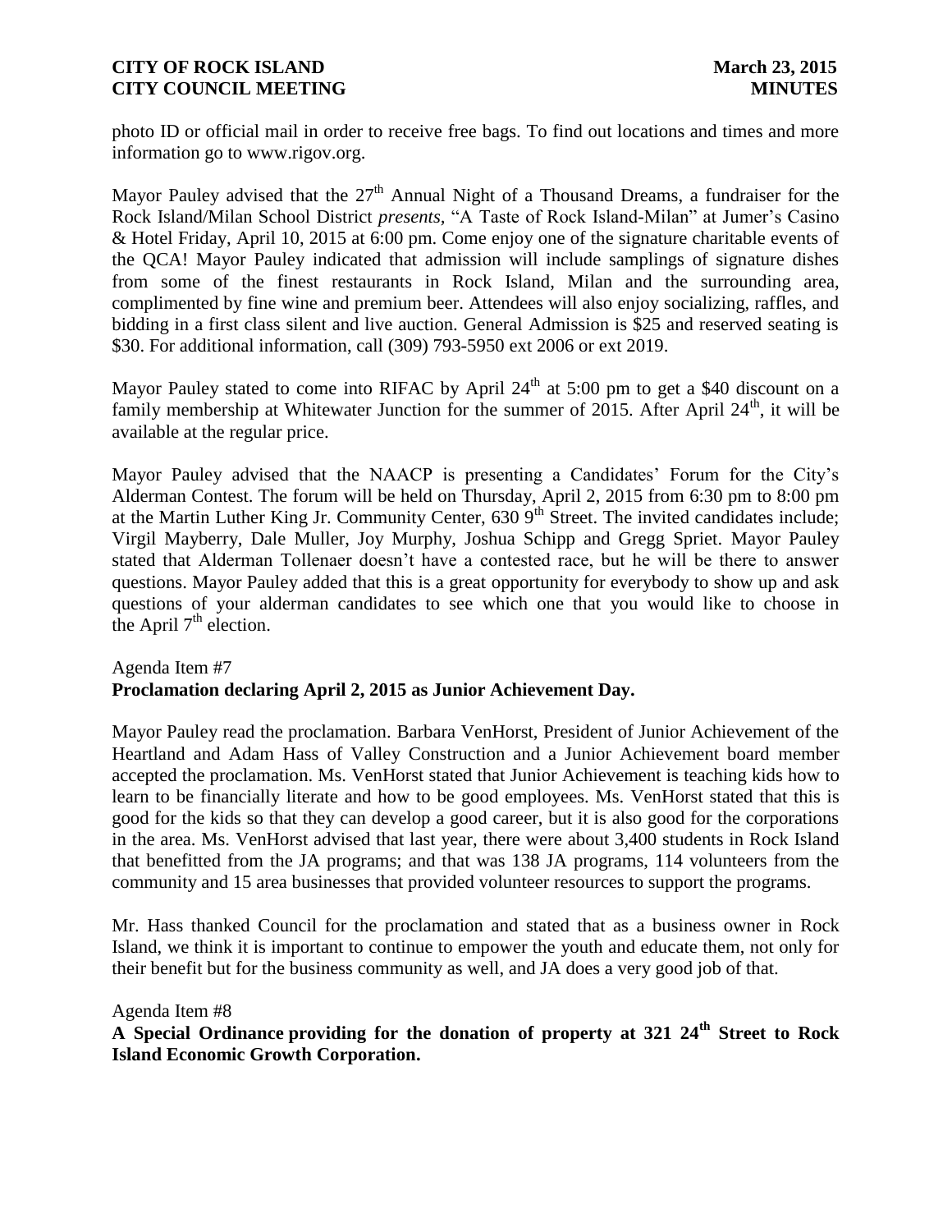photo ID or official mail in order to receive free bags. To find out locations and times and more information go to www.rigov.org.

Mayor Pauley advised that the 27th Annual Night of a Thousand Dreams, a fundraiser for the Rock Island/Milan School District *presents,* "A Taste of Rock Island-Milan" at Jumer's Casino & Hotel Friday, April 10, 2015 at 6:00 pm. Come enjoy one of the signature charitable events of the QCA! Mayor Pauley indicated that admission will include samplings of signature dishes from some of the finest restaurants in Rock Island, Milan and the surrounding area, complimented by fine wine and premium beer. Attendees will also enjoy socializing, raffles, and bidding in a first class silent and live auction. General Admission is $25 and reserved seating is $30. For additional information, call (309) 793-5950 ext 2006 or ext 2019.

Mayor Pauley stated to come into RIFAC by April 24th at 5:00 pm to get a $40 discount on a family membership at Whitewater Junction for the summer of 2015. After April 24th, it will be available at the regular price.

Mayor Pauley advised that the NAACP is presenting a Candidates' Forum for the City's Alderman Contest. The forum will be held on Thursday, April 2, 2015 from 6:30 pm to 8:00 pm at the Martin Luther King Jr. Community Center, 630 9th Street. The invited candidates include; Virgil Mayberry, Dale Muller, Joy Murphy, Joshua Schipp and Gregg Spriet. Mayor Pauley stated that Alderman Tollenaer doesn't have a contested race, but he will be there to answer questions. Mayor Pauley added that this is a great opportunity for everybody to show up and ask questions of your alderman candidates to see which one that you would like to choose in the April 7th election.

Agenda Item #7
**Proclamation declaring April 2, 2015 as Junior Achievement Day.**

Mayor Pauley read the proclamation. Barbara VenHorst, President of Junior Achievement of the Heartland and Adam Hass of Valley Construction and a Junior Achievement board member accepted the proclamation. Ms. VenHorst stated that Junior Achievement is teaching kids how to learn to be financially literate and how to be good employees. Ms. VenHorst stated that this is good for the kids so that they can develop a good career, but it is also good for the corporations in the area. Ms. VenHorst advised that last year, there were about 3,400 students in Rock Island that benefitted from the JA programs; and that was 138 JA programs, 114 volunteers from the community and 15 area businesses that provided volunteer resources to support the programs.

Mr. Hass thanked Council for the proclamation and stated that as a business owner in Rock Island, we think it is important to continue to empower the youth and educate them, not only for their benefit but for the business community as well, and JA does a very good job of that.

Agenda Item #8
**A Special Ordinance providing for the donation of property at 321 24th Street to Rock Island Economic Growth Corporation.**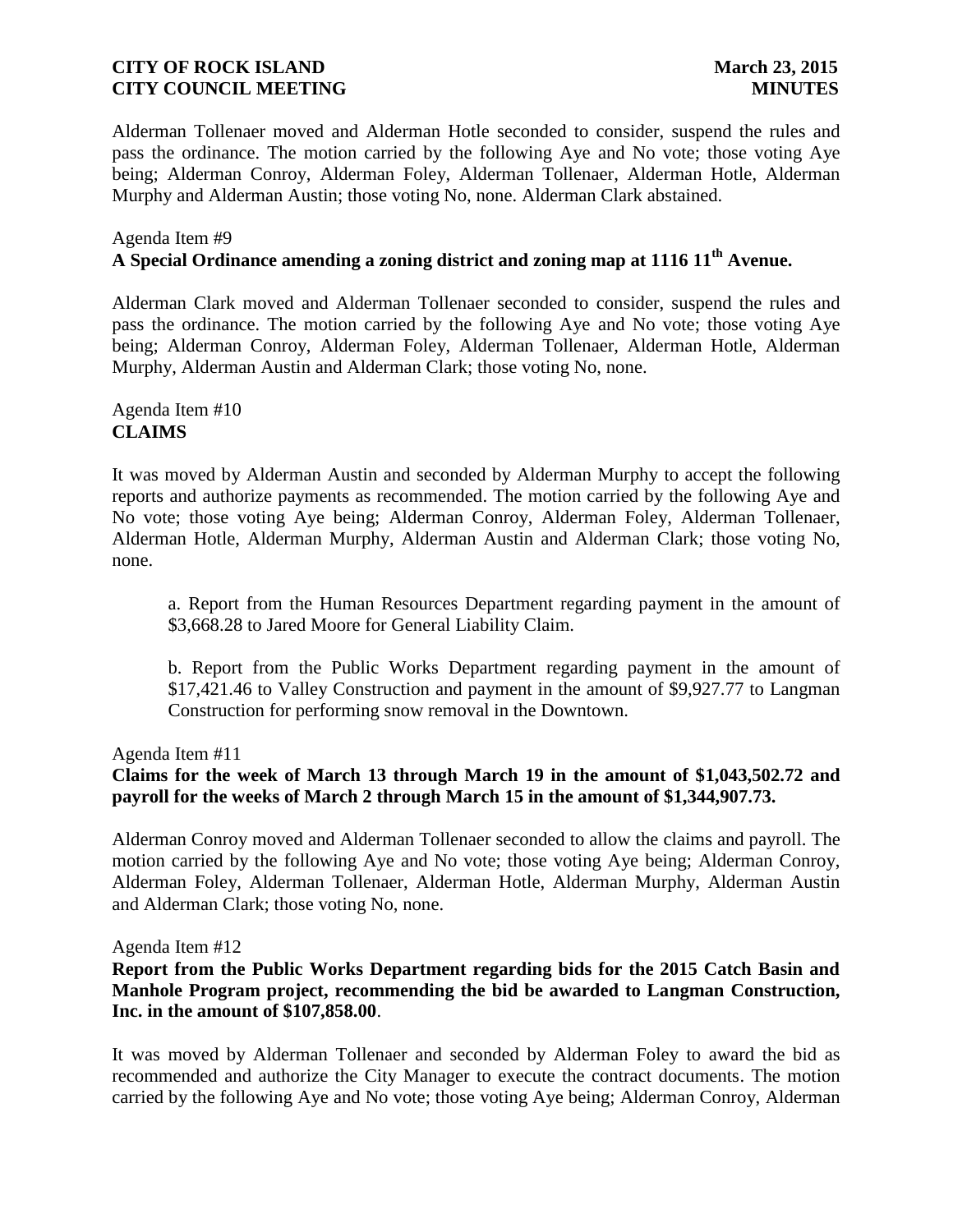Alderman Tollenaer moved and Alderman Hotle seconded to consider, suspend the rules and pass the ordinance. The motion carried by the following Aye and No vote; those voting Aye being; Alderman Conroy, Alderman Foley, Alderman Tollenaer, Alderman Hotle, Alderman Murphy and Alderman Austin; those voting No, none. Alderman Clark abstained.

Agenda Item #9
**A Special Ordinance amending a zoning district and zoning map at 1116 11th Avenue.**

Alderman Clark moved and Alderman Tollenaer seconded to consider, suspend the rules and pass the ordinance. The motion carried by the following Aye and No vote; those voting Aye being; Alderman Conroy, Alderman Foley, Alderman Tollenaer, Alderman Hotle, Alderman Murphy, Alderman Austin and Alderman Clark; those voting No, none.

Agenda Item #10
**CLAIMS**

It was moved by Alderman Austin and seconded by Alderman Murphy to accept the following reports and authorize payments as recommended. The motion carried by the following Aye and No vote; those voting Aye being; Alderman Conroy, Alderman Foley, Alderman Tollenaer, Alderman Hotle, Alderman Murphy, Alderman Austin and Alderman Clark; those voting No, none.

a. Report from the Human Resources Department regarding payment in the amount of $3,668.28 to Jared Moore for General Liability Claim.

b. Report from the Public Works Department regarding payment in the amount of $17,421.46 to Valley Construction and payment in the amount of $9,927.77 to Langman Construction for performing snow removal in the Downtown.

Agenda Item #11
**Claims for the week of March 13 through March 19 in the amount of $1,043,502.72 and payroll for the weeks of March 2 through March 15 in the amount of $1,344,907.73.**

Alderman Conroy moved and Alderman Tollenaer seconded to allow the claims and payroll. The motion carried by the following Aye and No vote; those voting Aye being; Alderman Conroy, Alderman Foley, Alderman Tollenaer, Alderman Hotle, Alderman Murphy, Alderman Austin and Alderman Clark; those voting No, none.

Agenda Item #12
**Report from the Public Works Department regarding bids for the 2015 Catch Basin and Manhole Program project, recommending the bid be awarded to Langman Construction, Inc. in the amount of $107,858.00**.

It was moved by Alderman Tollenaer and seconded by Alderman Foley to award the bid as recommended and authorize the City Manager to execute the contract documents. The motion carried by the following Aye and No vote; those voting Aye being; Alderman Conroy, Alderman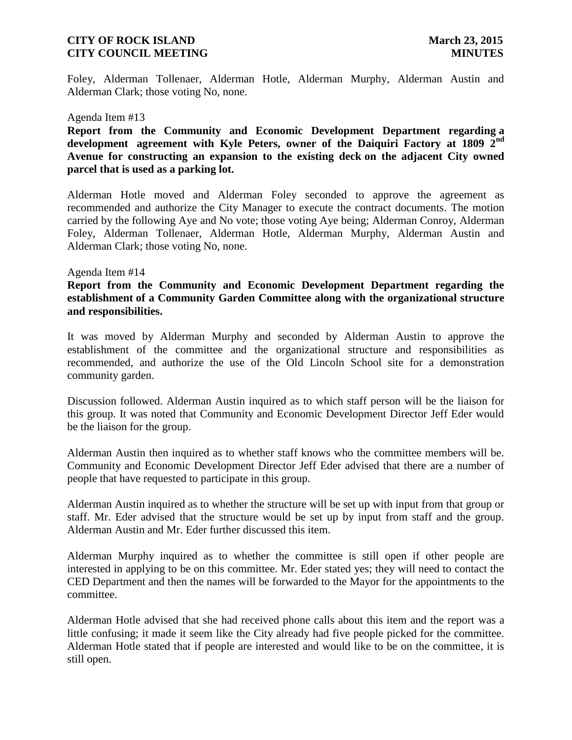Foley, Alderman Tollenaer, Alderman Hotle, Alderman Murphy, Alderman Austin and Alderman Clark; those voting No, none.

Agenda Item #13

**Report from the Community and Economic Development Department regarding a development agreement with Kyle Peters, owner of the Daiquiri Factory at 1809 2nd Avenue for constructing an expansion to the existing deck on the adjacent City owned parcel that is used as a parking lot.**

Alderman Hotle moved and Alderman Foley seconded to approve the agreement as recommended and authorize the City Manager to execute the contract documents. The motion carried by the following Aye and No vote; those voting Aye being; Alderman Conroy, Alderman Foley, Alderman Tollenaer, Alderman Hotle, Alderman Murphy, Alderman Austin and Alderman Clark; those voting No, none.

Agenda Item #14

**Report from the Community and Economic Development Department regarding the establishment of a Community Garden Committee along with the organizational structure and responsibilities.**

It was moved by Alderman Murphy and seconded by Alderman Austin to approve the establishment of the committee and the organizational structure and responsibilities as recommended, and authorize the use of the Old Lincoln School site for a demonstration community garden.

Discussion followed. Alderman Austin inquired as to which staff person will be the liaison for this group. It was noted that Community and Economic Development Director Jeff Eder would be the liaison for the group.

Alderman Austin then inquired as to whether staff knows who the committee members will be. Community and Economic Development Director Jeff Eder advised that there are a number of people that have requested to participate in this group.

Alderman Austin inquired as to whether the structure will be set up with input from that group or staff. Mr. Eder advised that the structure would be set up by input from staff and the group. Alderman Austin and Mr. Eder further discussed this item.

Alderman Murphy inquired as to whether the committee is still open if other people are interested in applying to be on this committee. Mr. Eder stated yes; they will need to contact the CED Department and then the names will be forwarded to the Mayor for the appointments to the committee.

Alderman Hotle advised that she had received phone calls about this item and the report was a little confusing; it made it seem like the City already had five people picked for the committee. Alderman Hotle stated that if people are interested and would like to be on the committee, it is still open.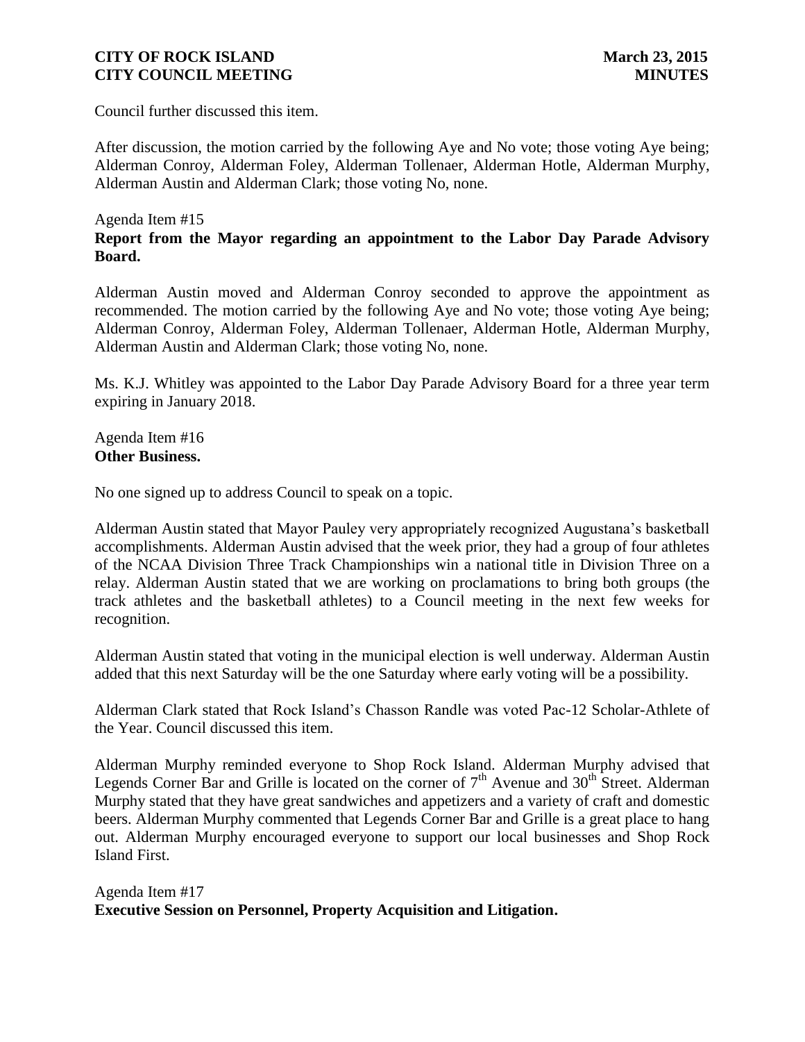Council further discussed this item.

After discussion, the motion carried by the following Aye and No vote; those voting Aye being; Alderman Conroy, Alderman Foley, Alderman Tollenaer, Alderman Hotle, Alderman Murphy, Alderman Austin and Alderman Clark; those voting No, none.

Agenda Item #15
**Report from the Mayor regarding an appointment to the Labor Day Parade Advisory Board.**

Alderman Austin moved and Alderman Conroy seconded to approve the appointment as recommended. The motion carried by the following Aye and No vote; those voting Aye being; Alderman Conroy, Alderman Foley, Alderman Tollenaer, Alderman Hotle, Alderman Murphy, Alderman Austin and Alderman Clark; those voting No, none.

Ms. K.J. Whitley was appointed to the Labor Day Parade Advisory Board for a three year term expiring in January 2018.

Agenda Item #16
**Other Business.**

No one signed up to address Council to speak on a topic.

Alderman Austin stated that Mayor Pauley very appropriately recognized Augustana's basketball accomplishments. Alderman Austin advised that the week prior, they had a group of four athletes of the NCAA Division Three Track Championships win a national title in Division Three on a relay. Alderman Austin stated that we are working on proclamations to bring both groups (the track athletes and the basketball athletes) to a Council meeting in the next few weeks for recognition.

Alderman Austin stated that voting in the municipal election is well underway. Alderman Austin added that this next Saturday will be the one Saturday where early voting will be a possibility.

Alderman Clark stated that Rock Island's Chasson Randle was voted Pac-12 Scholar-Athlete of the Year. Council discussed this item.

Alderman Murphy reminded everyone to Shop Rock Island. Alderman Murphy advised that Legends Corner Bar and Grille is located on the corner of 7th Avenue and 30th Street. Alderman Murphy stated that they have great sandwiches and appetizers and a variety of craft and domestic beers. Alderman Murphy commented that Legends Corner Bar and Grille is a great place to hang out. Alderman Murphy encouraged everyone to support our local businesses and Shop Rock Island First.

Agenda Item #17
**Executive Session on Personnel, Property Acquisition and Litigation.**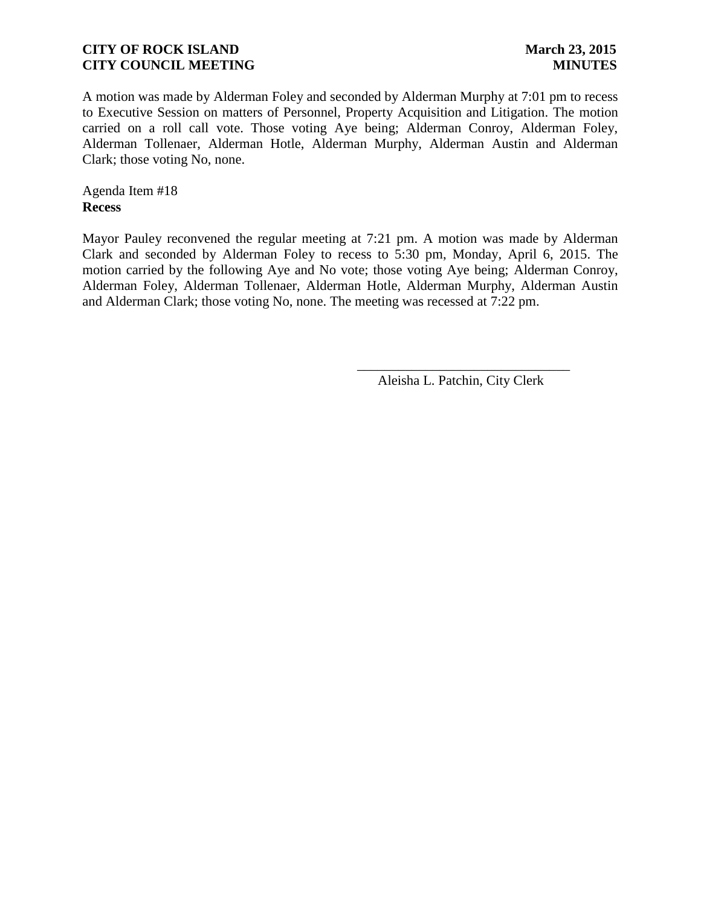A motion was made by Alderman Foley and seconded by Alderman Murphy at 7:01 pm to recess to Executive Session on matters of Personnel, Property Acquisition and Litigation. The motion carried on a roll call vote. Those voting Aye being; Alderman Conroy, Alderman Foley, Alderman Tollenaer, Alderman Hotle, Alderman Murphy, Alderman Austin and Alderman Clark; those voting No, none.

Agenda Item #18
**Recess**

Mayor Pauley reconvened the regular meeting at 7:21 pm. A motion was made by Alderman Clark and seconded by Alderman Foley to recess to 5:30 pm, Monday, April 6, 2015. The motion carried by the following Aye and No vote; those voting Aye being; Alderman Conroy, Alderman Foley, Alderman Tollenaer, Alderman Hotle, Alderman Murphy, Alderman Austin and Alderman Clark; those voting No, none. The meeting was recessed at 7:22 pm.

_______________________________
Aleisha L. Patchin, City Clerk